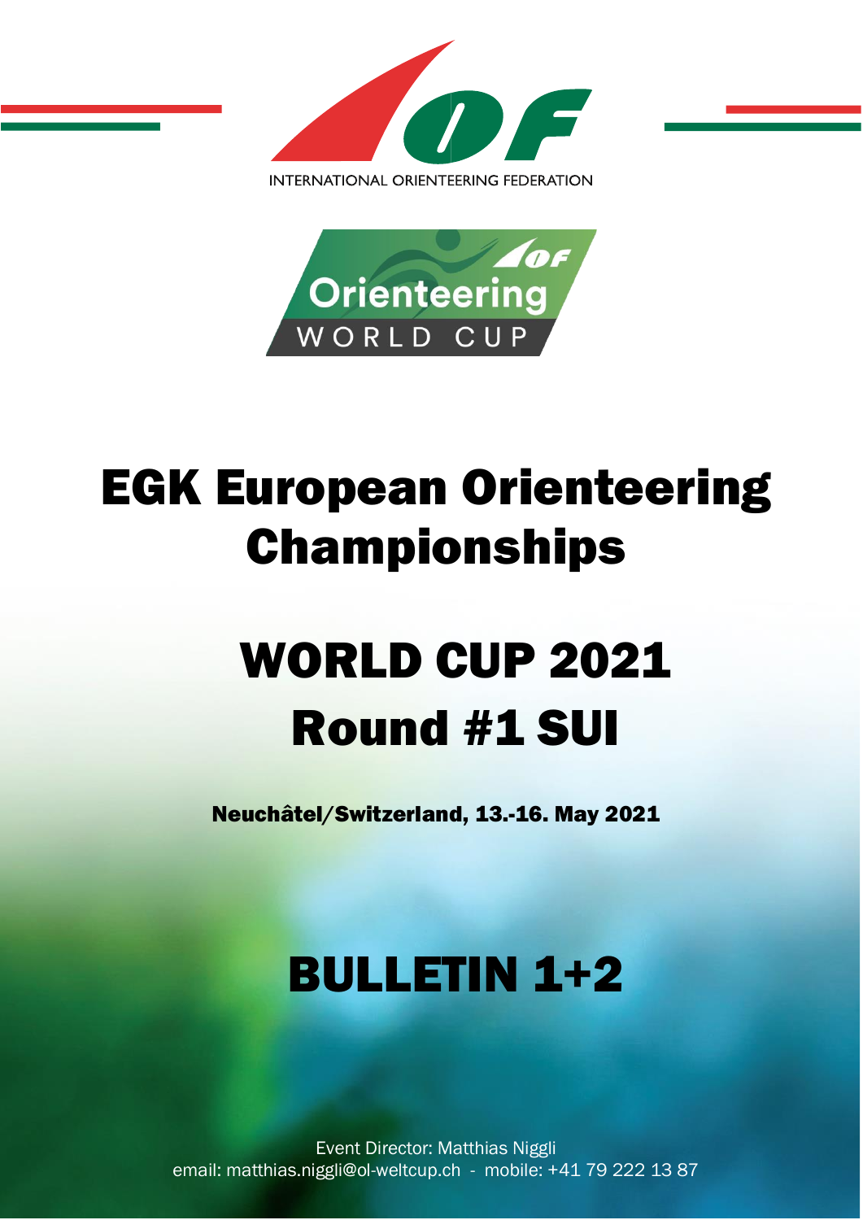INTERNATIONAL ORIENTEERING FEDERATION

Orienteering WORLD CUP

# EGK European Orienteering Championships

# WORLD CUP 2021
# Round #1 SUI

**Neuchâtel/Switzerland, 13.-16. May 2021**

# BULLETIN 1+2

Event Director: Matthias Niggli
email: matthias.niggli@ol-weltcup.ch - mobile: +41 79 222 13 87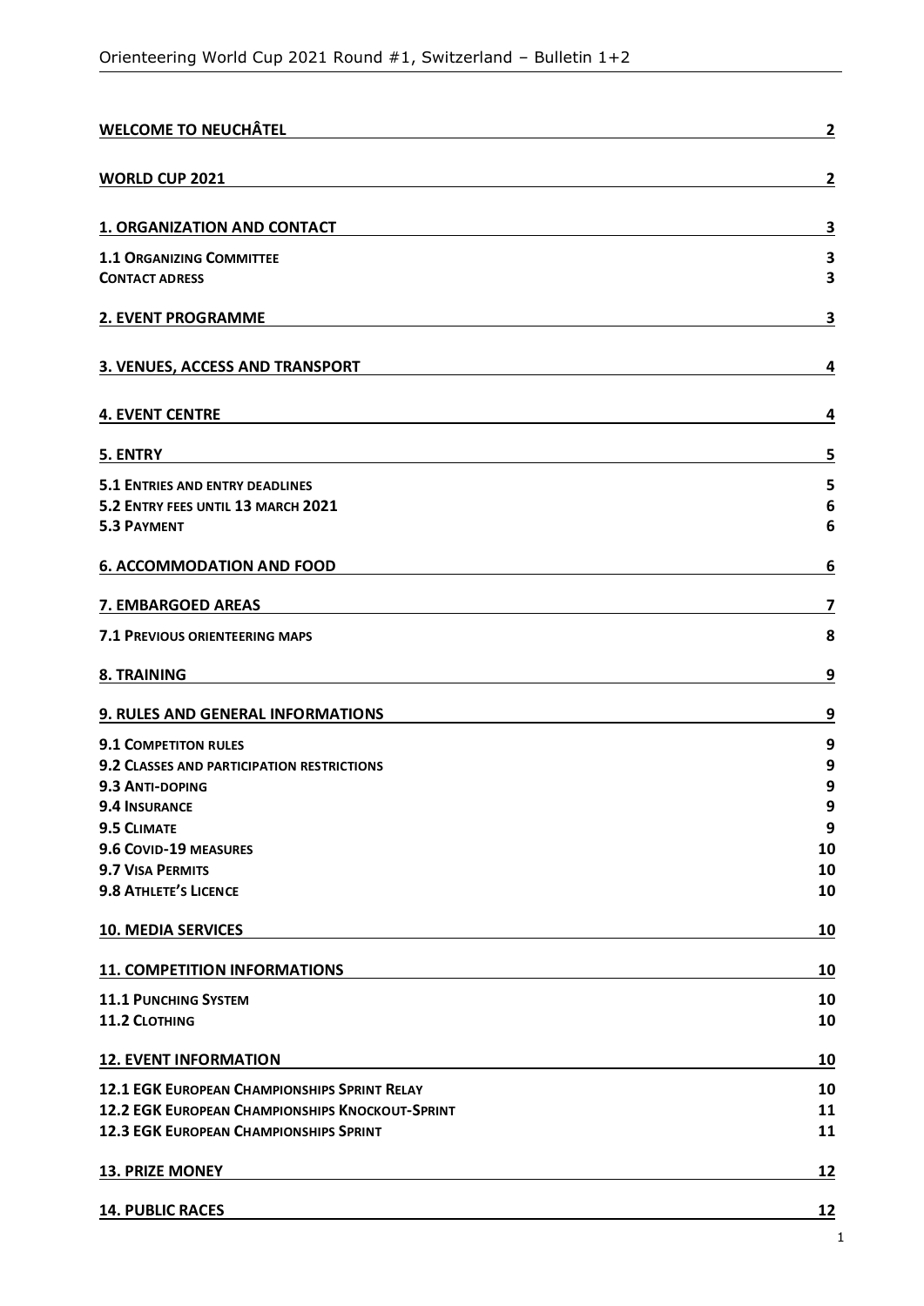| | |
|---|---|
| **WELCOME TO NEUCHÂTEL** | **2** |
| **WORLD CUP 2021** | **2** |
| **1. ORGANIZATION AND CONTACT** | **3** |
| **1.1 ORGANIZING COMMITTEE** | **3** |
| **CONTACT ADRESS** | **3** |
| **2. EVENT PROGRAMME** | **3** |
| **3. VENUES, ACCESS AND TRANSPORT** | **4** |
| **4. EVENT CENTRE** | **4** |
| **5. ENTRY** | **5** |
| **5.1 ENTRIES AND ENTRY DEADLINES** | **5** |
| **5.2 ENTRY FEES UNTIL 13 MARCH 2021** | **6** |
| **5.3 PAYMENT** | **6** |
| **6. ACCOMMODATION AND FOOD** | **6** |
| **7. EMBARGOED AREAS** | **7** |
| **7.1 PREVIOUS ORIENTEERING MAPS** | **8** |
| **8. TRAINING** | **9** |
| **9. RULES AND GENERAL INFORMATIONS** | **9** |
| **9.1 COMPETITON RULES** | **9** |
| **9.2 CLASSES AND PARTICIPATION RESTRICTIONS** | **9** |
| **9.3 ANTI-DOPING** | **9** |
| **9.4 INSURANCE** | **9** |
| **9.5 CLIMATE** | **9** |
| **9.6 COVID-19 MEASURES** | **10** |
| **9.7 VISA PERMITS** | **10** |
| **9.8 ATHLETE'S LICENCE** | **10** |
| **10. MEDIA SERVICES** | **10** |
| **11. COMPETITION INFORMATIONS** | **10** |
| **11.1 PUNCHING SYSTEM** | **10** |
| **11.2 CLOTHING** | **10** |
| **12. EVENT INFORMATION** | **10** |
| **12.1 EGK EUROPEAN CHAMPIONSHIPS SPRINT RELAY** | **10** |
| **12.2 EGK EUROPEAN CHAMPIONSHIPS KNOCKOUT-SPRINT** | **11** |
| **12.3 EGK EUROPEAN CHAMPIONSHIPS SPRINT** | **11** |
| **13. PRIZE MONEY** | **12** |
| **14. PUBLIC RACES** | **12** |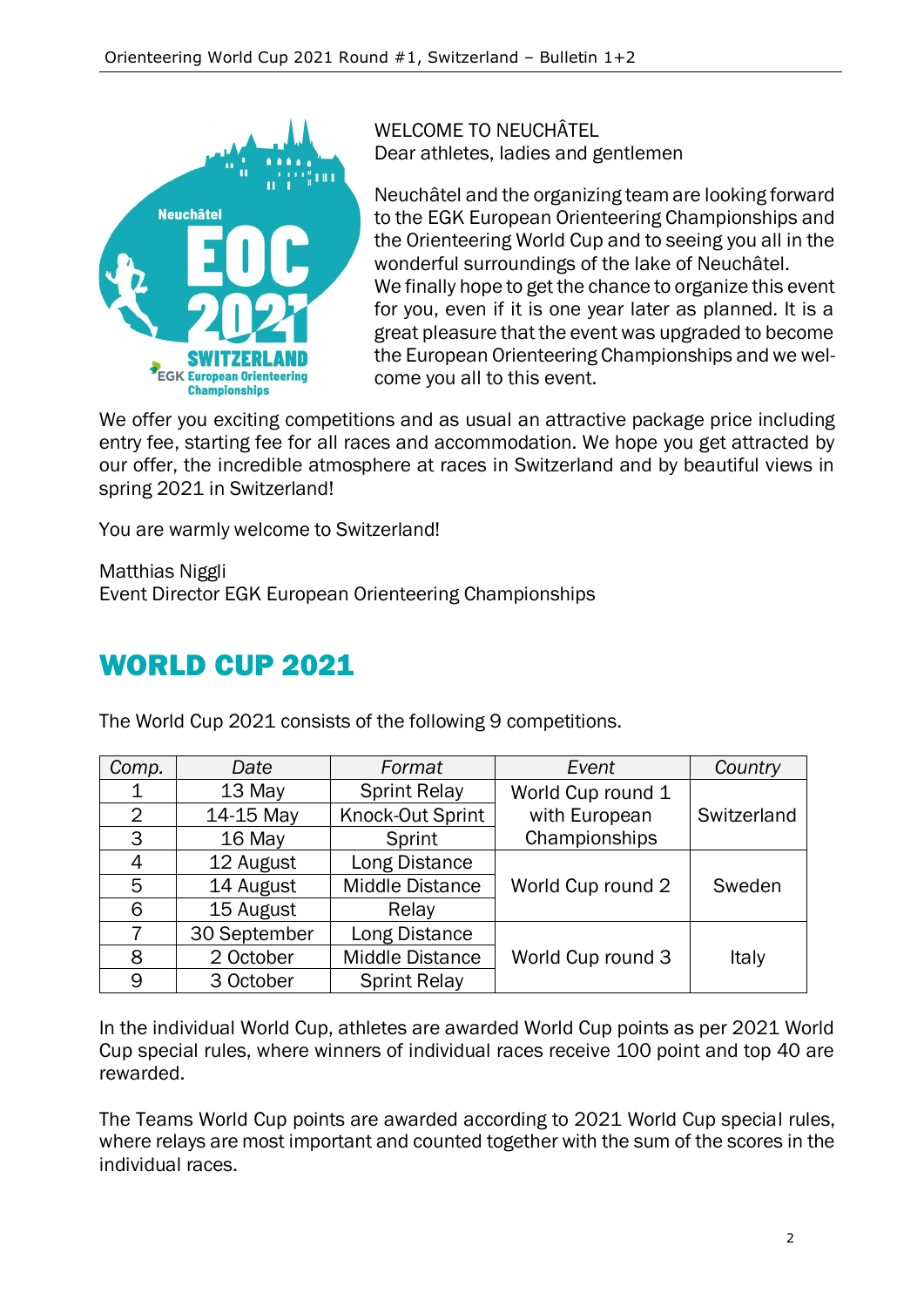WELCOME TO NEUCHÂTEL
Dear athletes, ladies and gentlemen

Neuchâtel and the organizing team are looking forward to the EGK European Orienteering Championships and the Orienteering World Cup and to seeing you all in the wonderful surroundings of the lake of Neuchâtel.
We finally hope to get the chance to organize this event for you, even if it is one year later as planned. It is a great pleasure that the event was upgraded to become the European Orienteering Championships and we welcome you all to this event.

We offer you exciting competitions and as usual an attractive package price including entry fee, starting fee for all races and accommodation. We hope you get attracted by our offer, the incredible atmosphere at races in Switzerland and by beautiful views in spring 2021 in Switzerland!

You are warmly welcome to Switzerland!

Matthias Niggli
Event Director EGK European Orienteering Championships

# WORLD CUP 2021

The World Cup 2021 consists of the following 9 competitions.

| Comp. | Date | Format | Event | Country |
|---|---|---|---|---|
| 1 | 13 May | Sprint Relay | World Cup round 1 with European Championships | Switzerland |
| 2 | 14-15 May | Knock-Out Sprint | | |
| 3 | 16 May | Sprint | | |
| 4 | 12 August | Long Distance | World Cup round 2 | Sweden |
| 5 | 14 August | Middle Distance | | |
| 6 | 15 August | Relay | | |
| 7 | 30 September | Long Distance | World Cup round 3 | Italy |
| 8 | 2 October | Middle Distance | | |
| 9 | 3 October | Sprint Relay | | |

In the individual World Cup, athletes are awarded World Cup points as per 2021 World Cup special rules, where winners of individual races receive 100 point and top 40 are rewarded.

The Teams World Cup points are awarded according to 2021 World Cup special rules, where relays are most important and counted together with the sum of the scores in the individual races.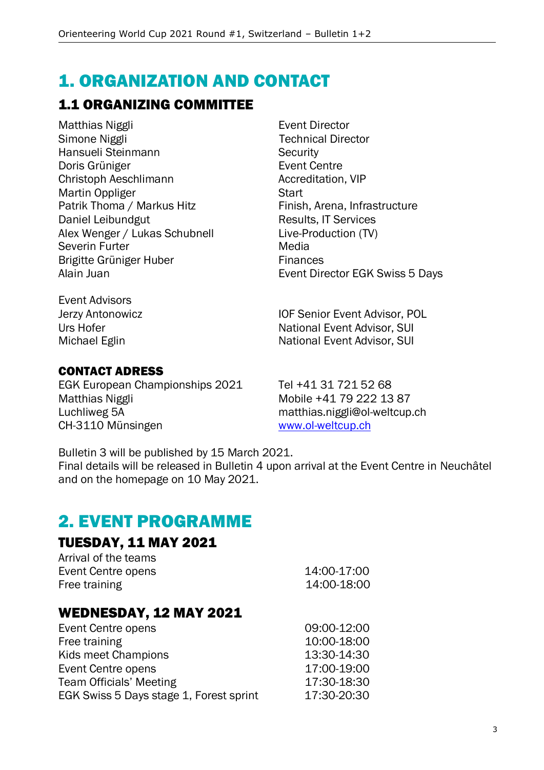# 1. ORGANIZATION AND CONTACT

## 1.1 ORGANIZING COMMITTEE

| | |
|---|---|
| Matthias Niggli | Event Director |
| Simone Niggli | Technical Director |
| Hansueli Steinmann | Security |
| Doris Grüniger | Event Centre |
| Christoph Aeschlimann | Accreditation, VIP |
| Martin Oppliger | Start |
| Patrik Thoma / Markus Hitz | Finish, Arena, Infrastructure |
| Daniel Leibundgut | Results, IT Services |
| Alex Wenger / Lukas Schubnell | Live-Production (TV) |
| Severin Furter | Media |
| Brigitte Grüniger Huber | Finances |
| Alain Juan | Event Director EGK Swiss 5 Days |

Event Advisors

| | |
|---|---|
| Jerzy Antonowicz | IOF Senior Event Advisor, POL |
| Urs Hofer | National Event Advisor, SUI |
| Michael Eglin | National Event Advisor, SUI |

### CONTACT ADRESS

EGK European Championships 2021
Matthias Niggli
Luchliweg 5A
CH-3110 Münsingen

Tel +41 31 721 52 68
Mobile +41 79 222 13 87
matthias.niggli@ol-weltcup.ch
www.ol-weltcup.ch

Bulletin 3 will be published by 15 March 2021.
Final details will be released in Bulletin 4 upon arrival at the Event Centre in Neuchâtel and on the homepage on 10 May 2021.

# 2. EVENT PROGRAMME

## TUESDAY, 11 MAY 2021

| | |
|---|---|
| Arrival of the teams | |
| Event Centre opens | 14:00-17:00 |
| Free training | 14:00-18:00 |

## WEDNESDAY, 12 MAY 2021

| | |
|---|---|
| Event Centre opens | 09:00-12:00 |
| Free training | 10:00-18:00 |
| Kids meet Champions | 13:30-14:30 |
| Event Centre opens | 17:00-19:00 |
| Team Officials' Meeting | 17:30-18:30 |
| EGK Swiss 5 Days stage 1, Forest sprint | 17:30-20:30 |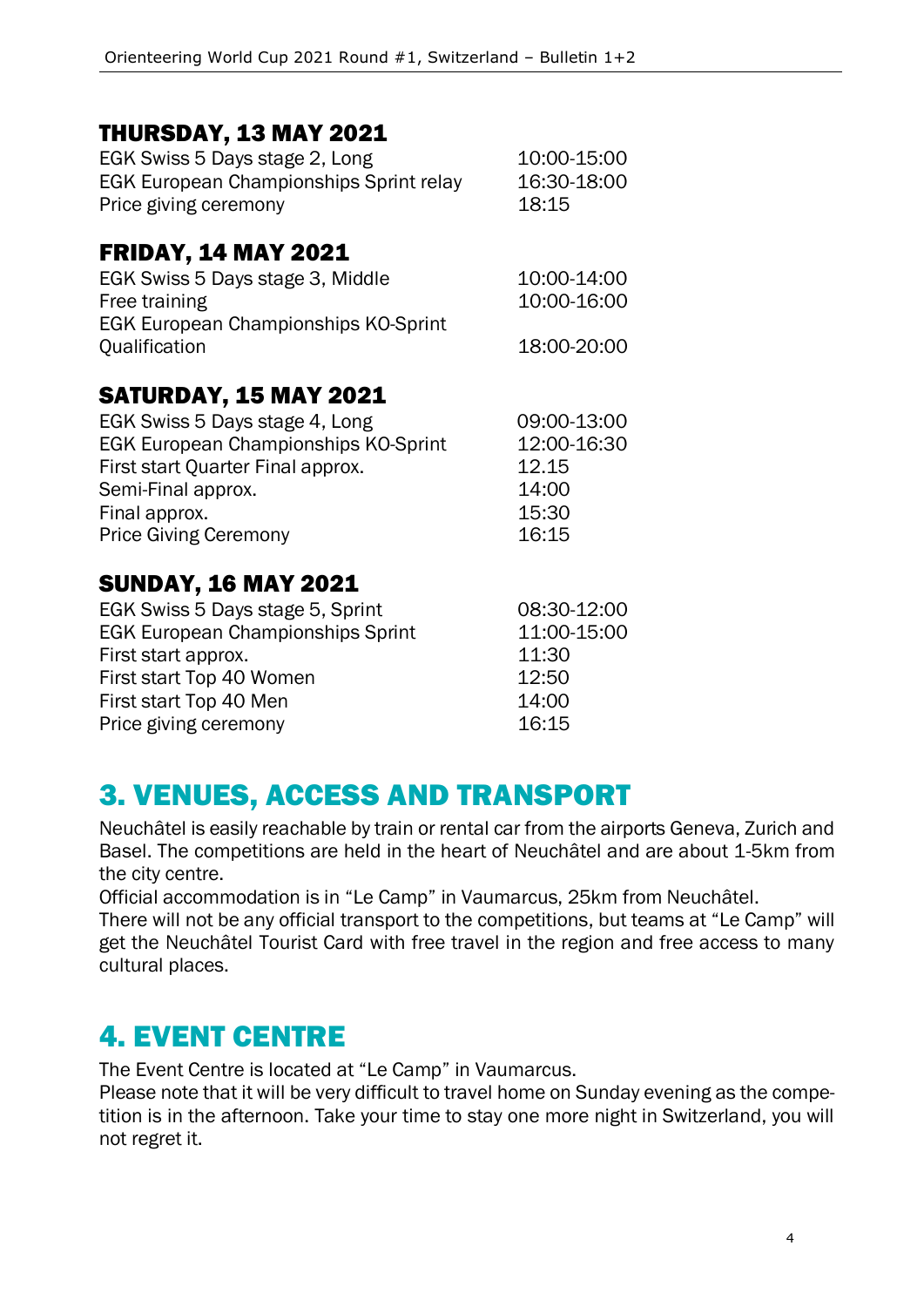### THURSDAY, 13 MAY 2021

| | |
|---|---|
| EGK Swiss 5 Days stage 2, Long | 10:00-15:00 |
| EGK European Championships Sprint relay | 16:30-18:00 |
| Price giving ceremony | 18:15 |

### FRIDAY, 14 MAY 2021

| | |
|---|---|
| EGK Swiss 5 Days stage 3, Middle | 10:00-14:00 |
| Free training | 10:00-16:00 |
| EGK European Championships KO-Sprint Qualification | 18:00-20:00 |

### SATURDAY, 15 MAY 2021

| | |
|---|---|
| EGK Swiss 5 Days stage 4, Long | 09:00-13:00 |
| EGK European Championships KO-Sprint | 12:00-16:30 |
| First start Quarter Final approx. | 12.15 |
| Semi-Final approx. | 14:00 |
| Final approx. | 15:30 |
| Price Giving Ceremony | 16:15 |

### SUNDAY, 16 MAY 2021

| | |
|---|---|
| EGK Swiss 5 Days stage 5, Sprint | 08:30-12:00 |
| EGK European Championships Sprint | 11:00-15:00 |
| First start approx. | 11:30 |
| First start Top 40 Women | 12:50 |
| First start Top 40 Men | 14:00 |
| Price giving ceremony | 16:15 |

## 3. VENUES, ACCESS AND TRANSPORT

Neuchâtel is easily reachable by train or rental car from the airports Geneva, Zurich and Basel. The competitions are held in the heart of Neuchâtel and are about 1-5km from the city centre.

Official accommodation is in "Le Camp" in Vaumarcus, 25km from Neuchâtel.

There will not be any official transport to the competitions, but teams at "Le Camp" will get the Neuchâtel Tourist Card with free travel in the region and free access to many cultural places.

## 4. EVENT CENTRE

The Event Centre is located at "Le Camp" in Vaumarcus.

Please note that it will be very difficult to travel home on Sunday evening as the competition is in the afternoon. Take your time to stay one more night in Switzerland, you will not regret it.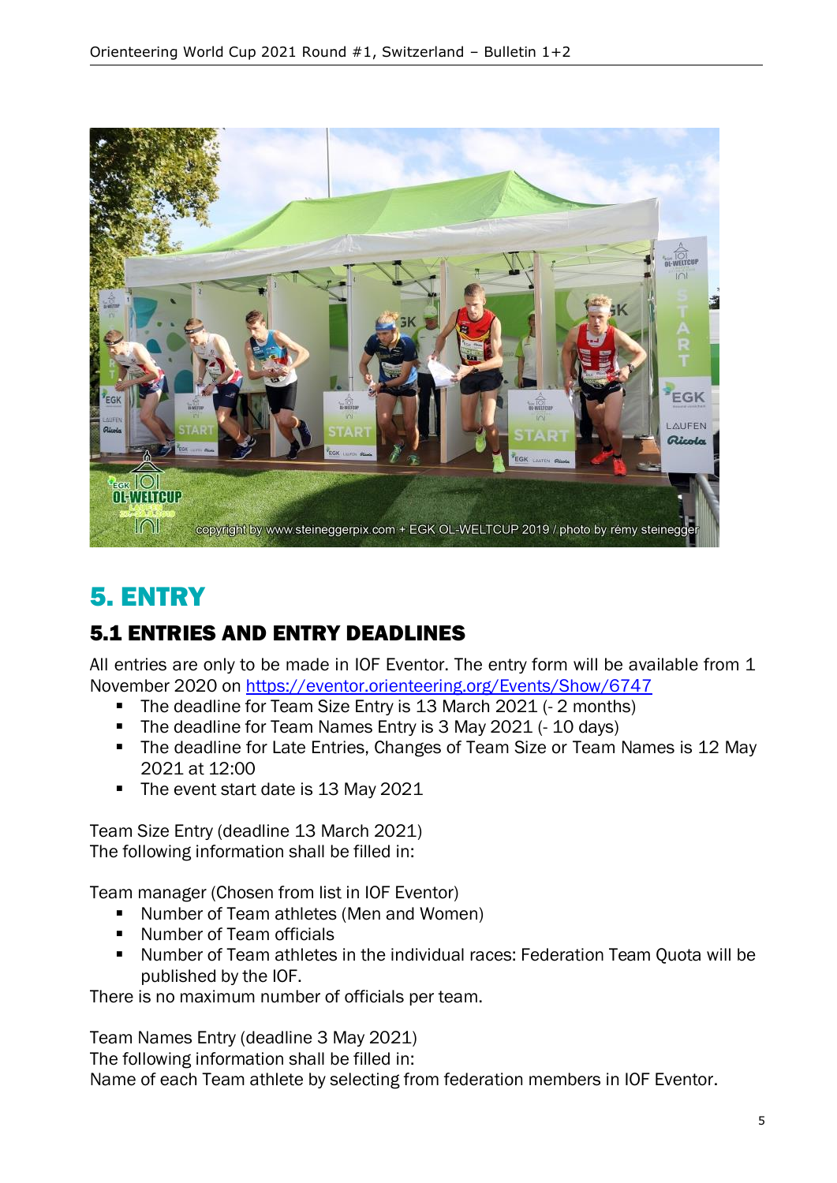# 5. ENTRY

## 5.1 ENTRIES AND ENTRY DEADLINES

All entries are only to be made in IOF Eventor. The entry form will be available from 1 November 2020 on https://eventor.orienteering.org/Events/Show/6747

- The deadline for Team Size Entry is 13 March 2021 (- 2 months)
- The deadline for Team Names Entry is 3 May 2021 (- 10 days)
- The deadline for Late Entries, Changes of Team Size or Team Names is 12 May 2021 at 12:00
- The event start date is 13 May 2021

Team Size Entry (deadline 13 March 2021)
The following information shall be filled in:

Team manager (Chosen from list in IOF Eventor)

- Number of Team athletes (Men and Women)
- Number of Team officials
- Number of Team athletes in the individual races: Federation Team Quota will be published by the IOF.

There is no maximum number of officials per team.

Team Names Entry (deadline 3 May 2021)
The following information shall be filled in:
Name of each Team athlete by selecting from federation members in IOF Eventor.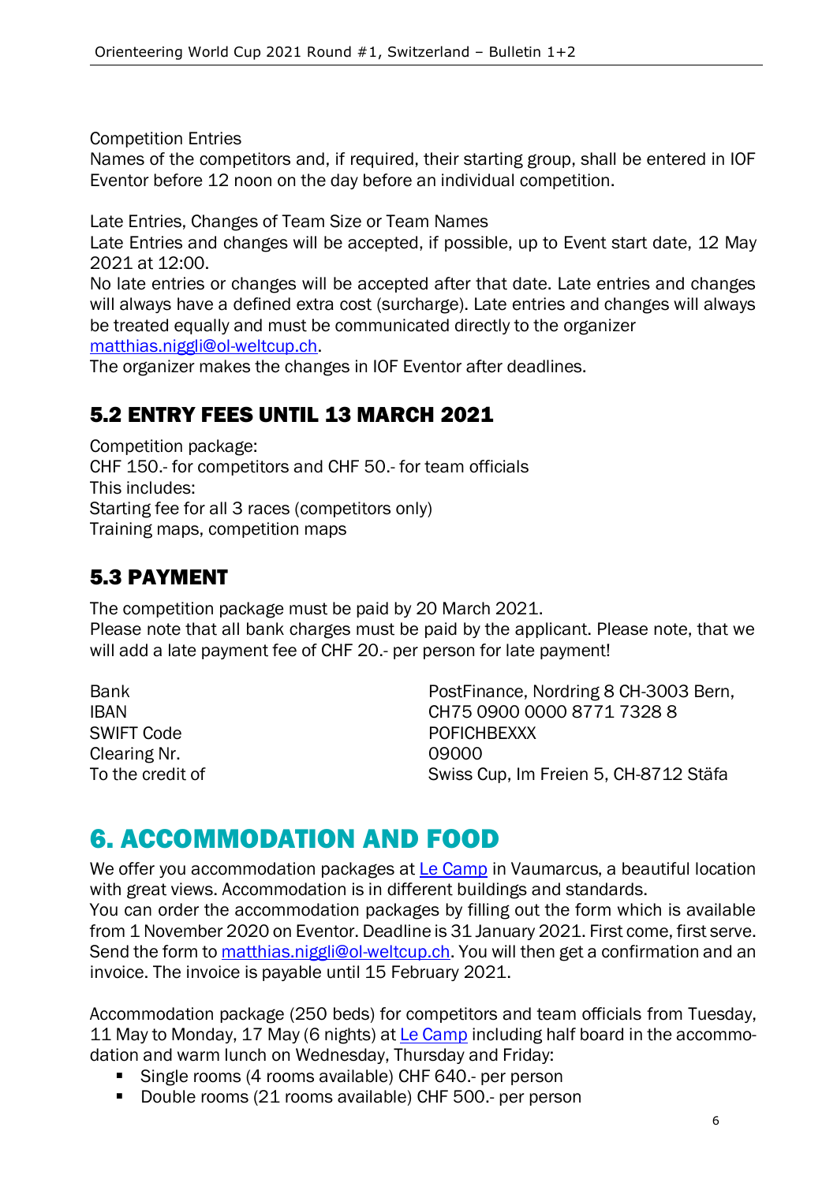Competition Entries
Names of the competitors and, if required, their starting group, shall be entered in IOF Eventor before 12 noon on the day before an individual competition.

Late Entries, Changes of Team Size or Team Names
Late Entries and changes will be accepted, if possible, up to Event start date, 12 May 2021 at 12:00.
No late entries or changes will be accepted after that date. Late entries and changes will always have a defined extra cost (surcharge). Late entries and changes will always be treated equally and must be communicated directly to the organizer [matthias.niggli@ol-weltcup.ch](mailto:matthias.niggli@ol-weltcup.ch).
The organizer makes the changes in IOF Eventor after deadlines.

## 5.2 ENTRY FEES UNTIL 13 MARCH 2021

Competition package:
CHF 150.- for competitors and CHF 50.- for team officials
This includes:
Starting fee for all 3 races (competitors only)
Training maps, competition maps

## 5.3 PAYMENT

The competition package must be paid by 20 March 2021.
Please note that all bank charges must be paid by the applicant. Please note, that we will add a late payment fee of CHF 20.- per person for late payment!

| | |
|---|---|
| Bank | PostFinance, Nordring 8 CH-3003 Bern, |
| IBAN | CH75 0900 0000 8771 7328 8 |
| SWIFT Code | POFICHBEXXX |
| Clearing Nr. | 09000 |
| To the credit of | Swiss Cup, Im Freien 5, CH-8712 Stäfa |

# 6. ACCOMMODATION AND FOOD

We offer you accommodation packages at Le Camp in Vaumarcus, a beautiful location with great views. Accommodation is in different buildings and standards.
You can order the accommodation packages by filling out the form which is available from 1 November 2020 on Eventor. Deadline is 31 January 2021. First come, first serve. Send the form to [matthias.niggli@ol-weltcup.ch](mailto:matthias.niggli@ol-weltcup.ch). You will then get a confirmation and an invoice. The invoice is payable until 15 February 2021.

Accommodation package (250 beds) for competitors and team officials from Tuesday, 11 May to Monday, 17 May (6 nights) at Le Camp including half board in the accommodation and warm lunch on Wednesday, Thursday and Friday:

- Single rooms (4 rooms available) CHF 640.- per person
- Double rooms (21 rooms available) CHF 500.- per person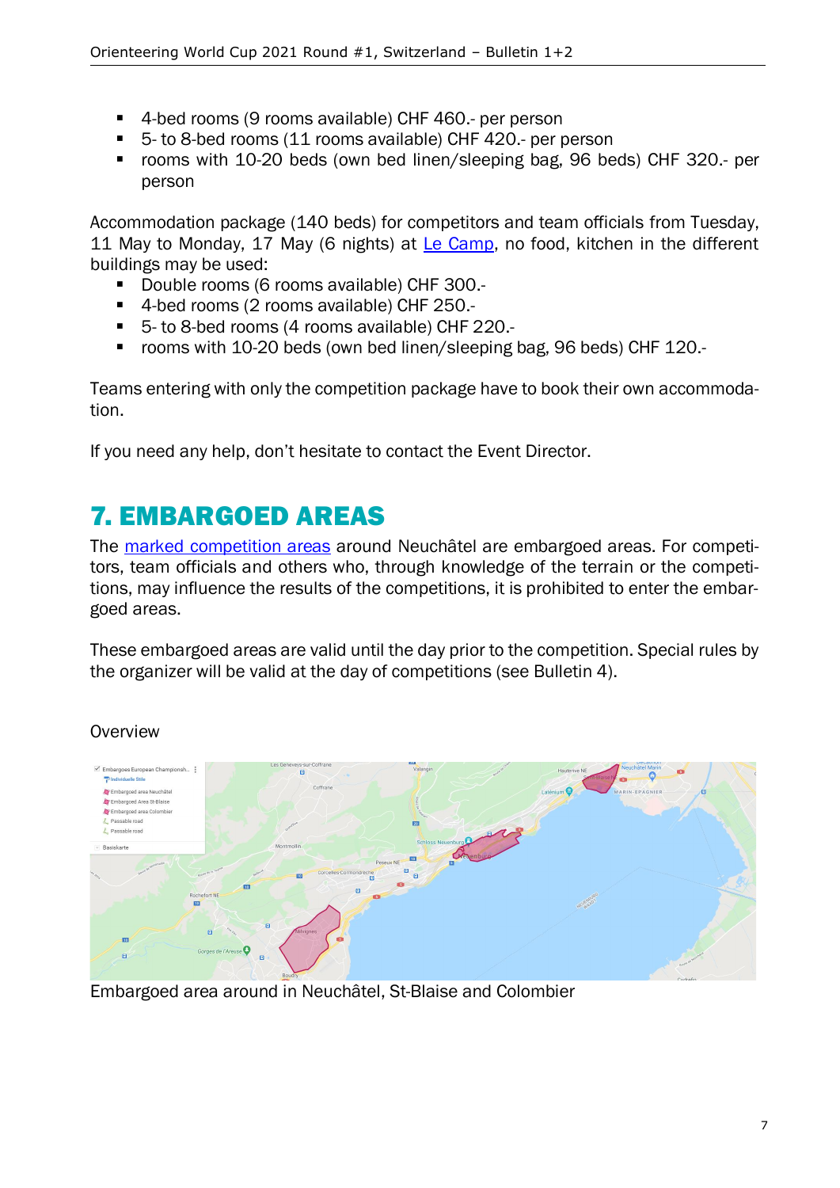- 4-bed rooms (9 rooms available) CHF 460.- per person
- 5- to 8-bed rooms (11 rooms available) CHF 420.- per person
- rooms with 10-20 beds (own bed linen/sleeping bag, 96 beds) CHF 320.- per person

Accommodation package (140 beds) for competitors and team officials from Tuesday, 11 May to Monday, 17 May (6 nights) at Le Camp, no food, kitchen in the different buildings may be used:

- Double rooms (6 rooms available) CHF 300.-
- 4-bed rooms (2 rooms available) CHF 250.-
- 5- to 8-bed rooms (4 rooms available) CHF 220.-
- rooms with 10-20 beds (own bed linen/sleeping bag, 96 beds) CHF 120.-

Teams entering with only the competition package have to book their own accommodation.

If you need any help, don't hesitate to contact the Event Director.

# 7. EMBARGOED AREAS

The marked competition areas around Neuchâtel are embargoed areas. For competitors, team officials and others who, through knowledge of the terrain or the competitions, may influence the results of the competitions, it is prohibited to enter the embargoed areas.

These embargoed areas are valid until the day prior to the competition. Special rules by the organizer will be valid at the day of competitions (see Bulletin 4).

Overview

Embargoed area around in Neuchâtel, St-Blaise and Colombier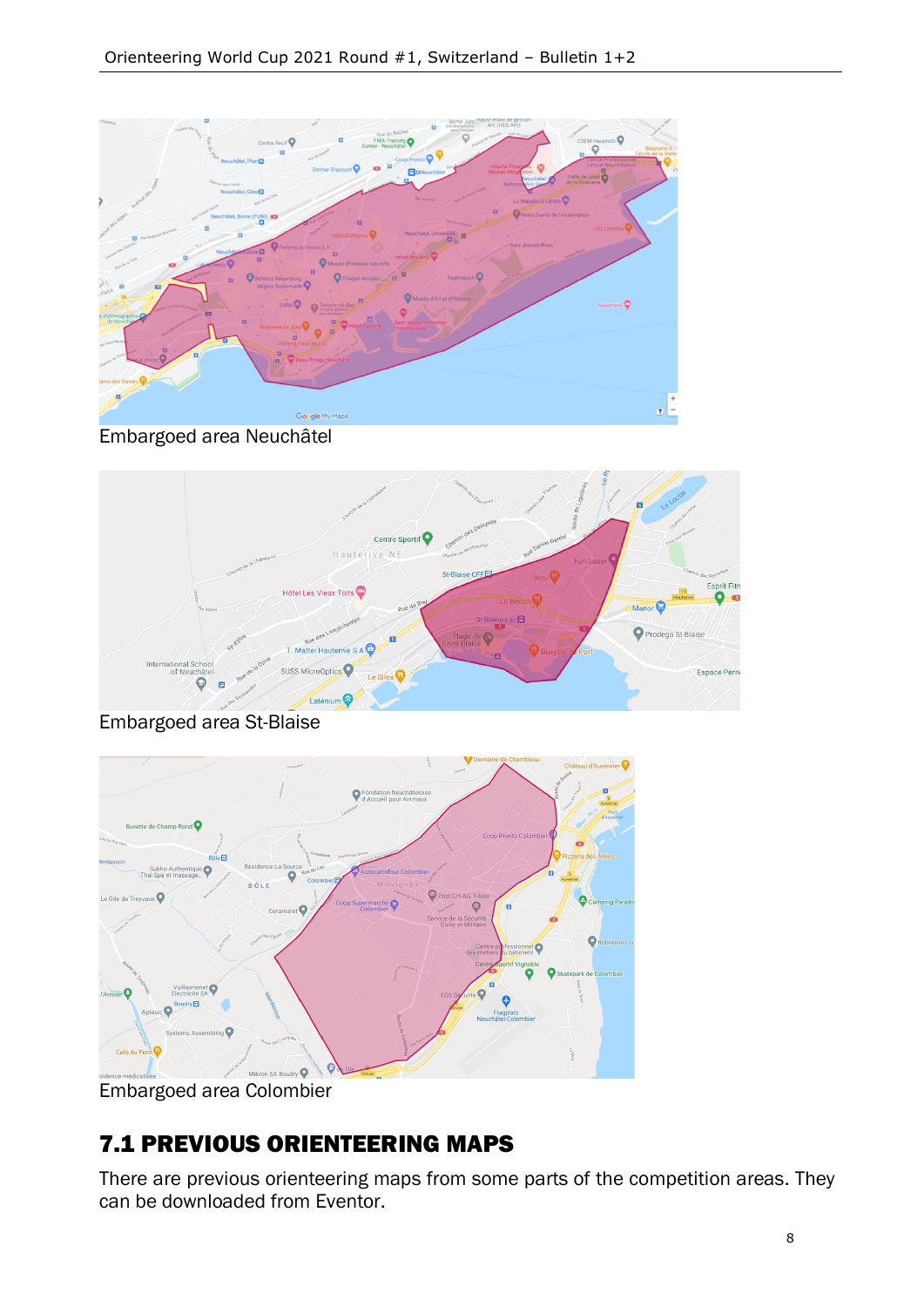Embargoed area Neuchâtel

Embargoed area St-Blaise

Embargoed area Colombier

## 7.1 PREVIOUS ORIENTEERING MAPS

There are previous orienteering maps from some parts of the competition areas. They can be downloaded from Eventor.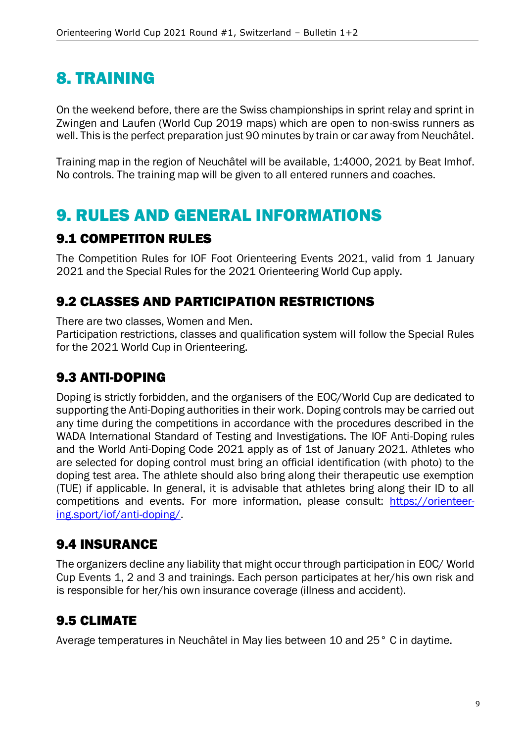# 8. TRAINING

On the weekend before, there are the Swiss championships in sprint relay and sprint in Zwingen and Laufen (World Cup 2019 maps) which are open to non-swiss runners as well. This is the perfect preparation just 90 minutes by train or car away from Neuchâtel.

Training map in the region of Neuchâtel will be available, 1:4000, 2021 by Beat Imhof. No controls. The training map will be given to all entered runners and coaches.

# 9. RULES AND GENERAL INFORMATIONS

## 9.1 COMPETITON RULES

The Competition Rules for IOF Foot Orienteering Events 2021, valid from 1 January 2021 and the Special Rules for the 2021 Orienteering World Cup apply.

## 9.2 CLASSES AND PARTICIPATION RESTRICTIONS

There are two classes, Women and Men.
Participation restrictions, classes and qualification system will follow the Special Rules for the 2021 World Cup in Orienteering.

## 9.3 ANTI-DOPING

Doping is strictly forbidden, and the organisers of the EOC/World Cup are dedicated to supporting the Anti-Doping authorities in their work. Doping controls may be carried out any time during the competitions in accordance with the procedures described in the WADA International Standard of Testing and Investigations. The IOF Anti-Doping rules and the World Anti-Doping Code 2021 apply as of 1st of January 2021. Athletes who are selected for doping control must bring an official identification (with photo) to the doping test area. The athlete should also bring along their therapeutic use exemption (TUE) if applicable. In general, it is advisable that athletes bring along their ID to all competitions and events. For more information, please consult: [https://orienteering.sport/iof/anti-doping/](https://orienteering.sport/iof/anti-doping/).

## 9.4 INSURANCE

The organizers decline any liability that might occur through participation in EOC/ World Cup Events 1, 2 and 3 and trainings. Each person participates at her/his own risk and is responsible for her/his own insurance coverage (illness and accident).

## 9.5 CLIMATE

Average temperatures in Neuchâtel in May lies between 10 and 25° C in daytime.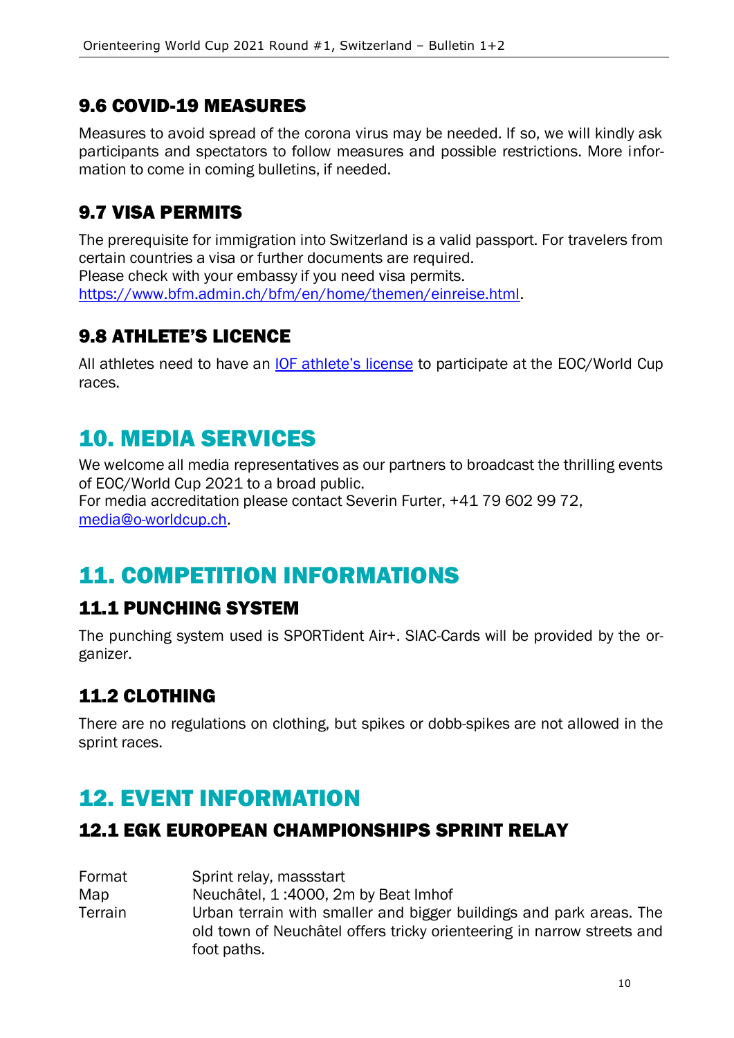## 9.6 COVID-19 MEASURES

Measures to avoid spread of the corona virus may be needed. If so, we will kindly ask participants and spectators to follow measures and possible restrictions. More information to come in coming bulletins, if needed.

## 9.7 VISA PERMITS

The prerequisite for immigration into Switzerland is a valid passport. For travelers from certain countries a visa or further documents are required.
Please check with your embassy if you need visa permits.
https://www.bfm.admin.ch/bfm/en/home/themen/einreise.html.

## 9.8 ATHLETE'S LICENCE

All athletes need to have an IOF athlete's license to participate at the EOC/World Cup races.

# 10. MEDIA SERVICES

We welcome all media representatives as our partners to broadcast the thrilling events of EOC/World Cup 2021 to a broad public.
For media accreditation please contact Severin Furter, +41 79 602 99 72, media@o-worldcup.ch.

# 11. COMPETITION INFORMATIONS

## 11.1 PUNCHING SYSTEM

The punching system used is SPORTident Air+. SIAC-Cards will be provided by the organizer.

## 11.2 CLOTHING

There are no regulations on clothing, but spikes or dobb-spikes are not allowed in the sprint races.

# 12. EVENT INFORMATION

## 12.1 EGK EUROPEAN CHAMPIONSHIPS SPRINT RELAY

| | |
|---|---|
| Format | Sprint relay, massstart |
| Map | Neuchâtel, 1 :4000, 2m by Beat Imhof |
| Terrain | Urban terrain with smaller and bigger buildings and park areas. The old town of Neuchâtel offers tricky orienteering in narrow streets and foot paths. |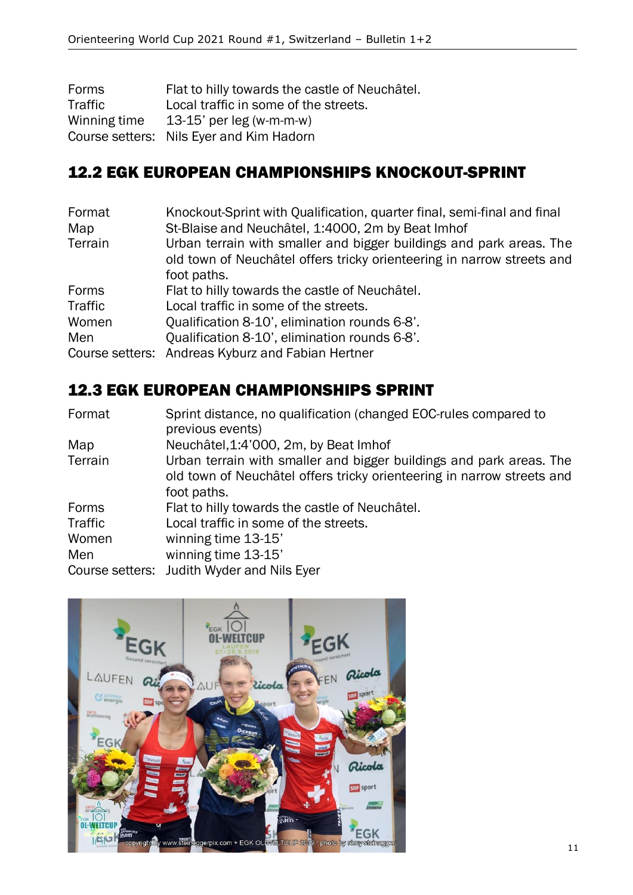| | |
|---|---|
| Forms | Flat to hilly towards the castle of Neuchâtel. |
| Traffic | Local traffic in some of the streets. |
| Winning time | 13-15' per leg (w-m-m-w) |
| Course setters: | Nils Eyer and Kim Hadorn |

## 12.2 EGK EUROPEAN CHAMPIONSHIPS KNOCKOUT-SPRINT

| | |
|---|---|
| Format | Knockout-Sprint with Qualification, quarter final, semi-final and final |
| Map | St-Blaise and Neuchâtel, 1:4000, 2m by Beat Imhof |
| Terrain | Urban terrain with smaller and bigger buildings and park areas. The old town of Neuchâtel offers tricky orienteering in narrow streets and foot paths. |
| Forms | Flat to hilly towards the castle of Neuchâtel. |
| Traffic | Local traffic in some of the streets. |
| Women | Qualification 8-10', elimination rounds 6-8'. |
| Men | Qualification 8-10', elimination rounds 6-8'. |
| Course setters: | Andreas Kyburz and Fabian Hertner |

## 12.3 EGK EUROPEAN CHAMPIONSHIPS SPRINT

| | |
|---|---|
| Format | Sprint distance, no qualification (changed EOC-rules compared to previous events) |
| Map | Neuchâtel,1:4'000, 2m, by Beat Imhof |
| Terrain | Urban terrain with smaller and bigger buildings and park areas. The old town of Neuchâtel offers tricky orienteering in narrow streets and foot paths. |
| Forms | Flat to hilly towards the castle of Neuchâtel. |
| Traffic | Local traffic in some of the streets. |
| Women | winning time 13-15' |
| Men | winning time 13-15' |
| Course setters: | Judith Wyder and Nils Eyer |

copyright by www.steineggerpix.com + EGK OL-WELTCUP 2019 / photo by rémy steinegger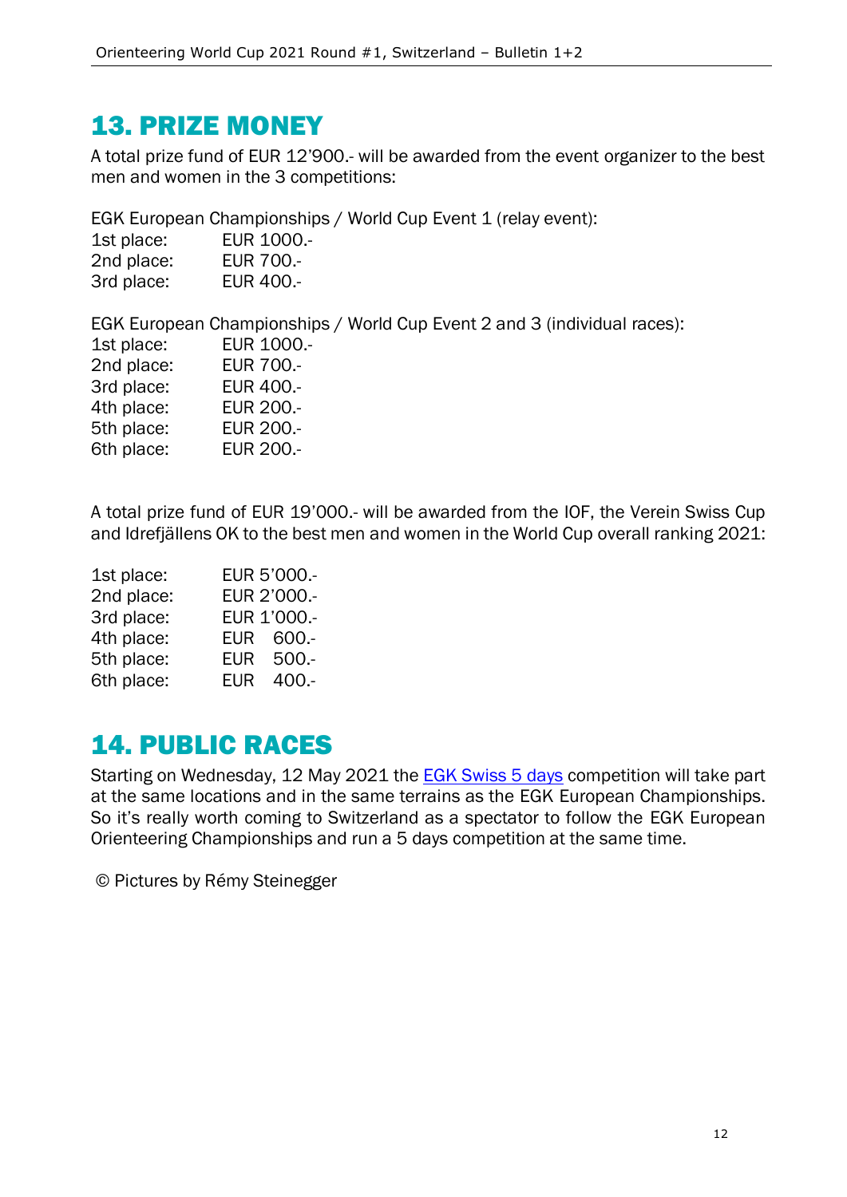## 13. PRIZE MONEY

A total prize fund of EUR 12'900.- will be awarded from the event organizer to the best men and women in the 3 competitions:

EGK European Championships / World Cup Event 1 (relay event):

| | |
|---|---|
| 1st place: | EUR 1000.- |
| 2nd place: | EUR 700.- |
| 3rd place: | EUR 400.- |

EGK European Championships / World Cup Event 2 and 3 (individual races):

| | |
|---|---|
| 1st place: | EUR 1000.- |
| 2nd place: | EUR 700.- |
| 3rd place: | EUR 400.- |
| 4th place: | EUR 200.- |
| 5th place: | EUR 200.- |
| 6th place: | EUR 200.- |

A total prize fund of EUR 19'000.- will be awarded from the IOF, the Verein Swiss Cup and Idrefjällens OK to the best men and women in the World Cup overall ranking 2021:

| | |
|---|---|
| 1st place: | EUR 5'000.- |
| 2nd place: | EUR 2'000.- |
| 3rd place: | EUR 1'000.- |
| 4th place: | EUR 600.- |
| 5th place: | EUR 500.- |
| 6th place: | EUR 400.- |

## 14. PUBLIC RACES

Starting on Wednesday, 12 May 2021 the EGK Swiss 5 days competition will take part at the same locations and in the same terrains as the EGK European Championships. So it's really worth coming to Switzerland as a spectator to follow the EGK European Orienteering Championships and run a 5 days competition at the same time.

© Pictures by Rémy Steinegger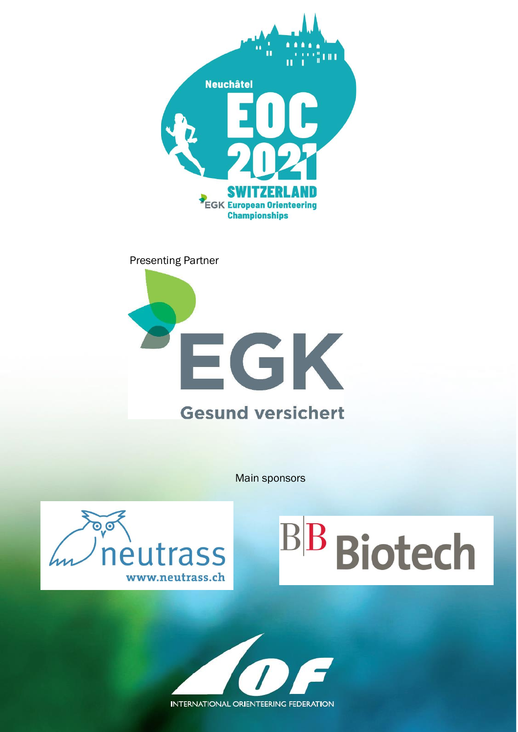Neuchâtel

EOC 2021

SWITZERLAND

EGK European Orienteering Championships

Presenting Partner

EGK

Gesund versichert

Main sponsors

neutrass

www.neutrass.ch

BB Biotech

IOF

INTERNATIONAL ORIENTEERING FEDERATION